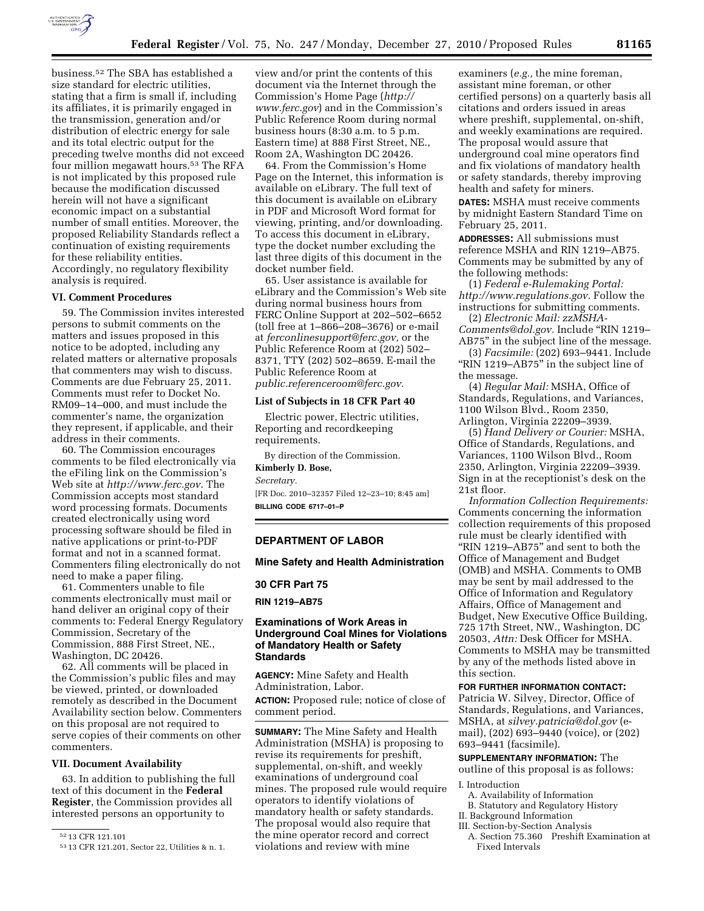business.[52] The SBA has established a size standard for electric utilities, stating that a firm is small if, including its affiliates, it is primarily engaged in the transmission, generation and/or distribution of electric energy for sale and its total electric output for the preceding twelve months did not exceed four million megawatt hours.[53] The RFA is not implicated by this proposed rule because the modification discussed herein will not have a significant economic impact on a substantial number of small entities. Moreover, the proposed Reliability Standards reflect a continuation of existing requirements for these reliability entities. Accordingly, no regulatory flexibility analysis is required.

### VI. Comment Procedures

59. The Commission invites interested persons to submit comments on the matters and issues proposed in this notice to be adopted, including any related matters or alternative proposals that commenters may wish to discuss. Comments are due February 25, 2011. Comments must refer to Docket No. RM09–14–000, and must include the commenter's name, the organization they represent, if applicable, and their address in their comments.

60. The Commission encourages comments to be filed electronically via the eFiling link on the Commission's Web site at *http://www.ferc.gov*. The Commission accepts most standard word processing formats. Documents created electronically using word processing software should be filed in native applications or print-to-PDF format and not in a scanned format. Commenters filing electronically do not need to make a paper filing.

61. Commenters unable to file comments electronically must mail or hand deliver an original copy of their comments to: Federal Energy Regulatory Commission, Secretary of the Commission, 888 First Street, NE., Washington, DC 20426.

62. All comments will be placed in the Commission's public files and may be viewed, printed, or downloaded remotely as described in the Document Availability section below. Commenters on this proposal are not required to serve copies of their comments on other commenters.

### VII. Document Availability

63. In addition to publishing the full text of this document in the **Federal Register**, the Commission provides all interested persons an opportunity to view and/or print the contents of this document via the Internet through the Commission's Home Page (*http://www.ferc.gov*) and in the Commission's Public Reference Room during normal business hours (8:30 a.m. to 5 p.m. Eastern time) at 888 First Street, NE., Room 2A, Washington DC 20426.

64. From the Commission's Home Page on the Internet, this information is available on eLibrary. The full text of this document is available on eLibrary in PDF and Microsoft Word format for viewing, printing, and/or downloading. To access this document in eLibrary, type the docket number excluding the last three digits of this document in the docket number field.

65. User assistance is available for eLibrary and the Commission's Web site during normal business hours from FERC Online Support at 202–502–6652 (toll free at 1–866–208–3676) or e-mail at *ferconlinesupport@ferc.gov,* or the Public Reference Room at (202) 502–8371, TTY (202) 502–8659. E-mail the Public Reference Room at *public.referenceroom@ferc.gov.*

### List of Subjects in 18 CFR Part 40

Electric power, Electric utilities, Reporting and recordkeeping requirements.

By direction of the Commission.

**Kimberly D. Bose,**

*Secretary.*

[FR Doc. 2010–32357 Filed 12–23–10; 8:45 am]

**BILLING CODE 6717–01–P**

---

[52] 13 CFR 121.101

[53] 13 CFR 121.201, Sector 22, Utilities & n. 1.

---

## DEPARTMENT OF LABOR

## Mine Safety and Health Administration

## 30 CFR Part 75

**RIN 1219–AB75**

## Examinations of Work Areas in Underground Coal Mines for Violations of Mandatory Health or Safety Standards

**AGENCY:** Mine Safety and Health Administration, Labor.

**ACTION:** Proposed rule; notice of close of comment period.

**SUMMARY:** The Mine Safety and Health Administration (MSHA) is proposing to revise its requirements for preshift, supplemental, on-shift, and weekly examinations of underground coal mines. The proposed rule would require operators to identify violations of mandatory health or safety standards. The proposal would also require that the mine operator record and correct violations and review with mine examiners (*e.g.,* the mine foreman, assistant mine foreman, or other certified persons) on a quarterly basis all citations and orders issued in areas where preshift, supplemental, on-shift, and weekly examinations are required. The proposal would assure that underground coal mine operators find and fix violations of mandatory health or safety standards, thereby improving health and safety for miners.

**DATES:** MSHA must receive comments by midnight Eastern Standard Time on February 25, 2011.

**ADDRESSES:** All submissions must reference MSHA and RIN 1219–AB75. Comments may be submitted by any of the following methods:

(1) *Federal e-Rulemaking Portal: http://www.regulations.gov.* Follow the instructions for submitting comments.

(2) *Electronic Mail: zzMSHA-Comments@dol.gov.* Include "RIN 1219–AB75" in the subject line of the message.

(3) *Facsimile:* (202) 693–9441. Include "RIN 1219–AB75" in the subject line of the message.

(4) *Regular Mail:* MSHA, Office of Standards, Regulations, and Variances, 1100 Wilson Blvd., Room 2350, Arlington, Virginia 22209–3939.

(5) *Hand Delivery or Courier:* MSHA, Office of Standards, Regulations, and Variances, 1100 Wilson Blvd., Room 2350, Arlington, Virginia 22209–3939. Sign in at the receptionist's desk on the 21st floor.

*Information Collection Requirements:* Comments concerning the information collection requirements of this proposed rule must be clearly identified with "RIN 1219–AB75" and sent to both the Office of Management and Budget (OMB) and MSHA. Comments to OMB may be sent by mail addressed to the Office of Information and Regulatory Affairs, Office of Management and Budget, New Executive Office Building, 725 17th Street, NW., Washington, DC 20503, *Attn:* Desk Officer for MSHA. Comments to MSHA may be transmitted by any of the methods listed above in this section.

**FOR FURTHER INFORMATION CONTACT:** Patricia W. Silvey, Director, Office of Standards, Regulations, and Variances, MSHA, at *silvey.patricia@dol.gov* (e-mail), (202) 693–9440 (voice), or (202) 693–9441 (facsimile).

**SUPPLEMENTARY INFORMATION:** The outline of this proposal is as follows:

I. Introduction
  A. Availability of Information
  B. Statutory and Regulatory History
II. Background Information
III. Section-by-Section Analysis
  A. Section 75.360 Preshift Examination at Fixed Intervals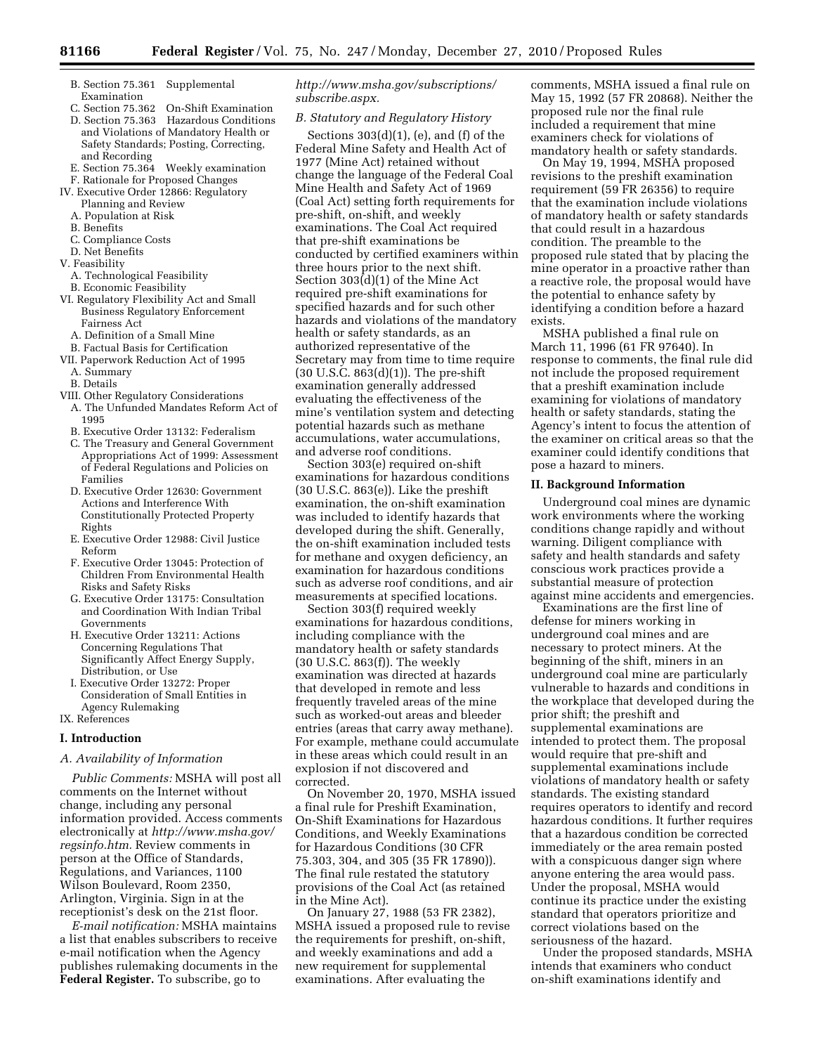- B. Section 75.361 Supplemental Examination
- C. Section 75.362 On-Shift Examination
- D. Section 75.363 Hazardous Conditions and Violations of Mandatory Health or Safety Standards; Posting, Correcting, and Recording
- E. Section 75.364 Weekly examination
- F. Rationale for Proposed Changes

IV. Executive Order 12866: Regulatory Planning and Review
- A. Population at Risk
- B. Benefits
- C. Compliance Costs
- D. Net Benefits

V. Feasibility
- A. Technological Feasibility
- B. Economic Feasibility

VI. Regulatory Flexibility Act and Small Business Regulatory Enforcement Fairness Act
- A. Definition of a Small Mine
- B. Factual Basis for Certification

VII. Paperwork Reduction Act of 1995
- A. Summary
- B. Details

VIII. Other Regulatory Considerations
- A. The Unfunded Mandates Reform Act of 1995
- B. Executive Order 13132: Federalism
- C. The Treasury and General Government Appropriations Act of 1999: Assessment of Federal Regulations and Policies on Families
- D. Executive Order 12630: Government Actions and Interference With Constitutionally Protected Property Rights
- E. Executive Order 12988: Civil Justice Reform
- F. Executive Order 13045: Protection of Children From Environmental Health Risks and Safety Risks
- G. Executive Order 13175: Consultation and Coordination With Indian Tribal Governments
- H. Executive Order 13211: Actions Concerning Regulations That Significantly Affect Energy Supply, Distribution, or Use
- I. Executive Order 13272: Proper Consideration of Small Entities in Agency Rulemaking

IX. References

## I. Introduction

### A. Availability of Information

*Public Comments:* MSHA will post all comments on the Internet without change, including any personal information provided. Access comments electronically at *http://www.msha.gov/regsinfo.htm.* Review comments in person at the Office of Standards, Regulations, and Variances, 1100 Wilson Boulevard, Room 2350, Arlington, Virginia. Sign in at the receptionist's desk on the 21st floor.

*E-mail notification:* MSHA maintains a list that enables subscribers to receive e-mail notification when the Agency publishes rulemaking documents in the **Federal Register.** To subscribe, go to *http://www.msha.gov/subscriptions/subscribe.aspx.*

### B. Statutory and Regulatory History

Sections 303(d)(1), (e), and (f) of the Federal Mine Safety and Health Act of 1977 (Mine Act) retained without change the language of the Federal Coal Mine Health and Safety Act of 1969 (Coal Act) setting forth requirements for pre-shift, on-shift, and weekly examinations. The Coal Act required that pre-shift examinations be conducted by certified examiners within three hours prior to the next shift. Section 303(d)(1) of the Mine Act required pre-shift examinations for specified hazards and for such other hazards and violations of the mandatory health or safety standards, as an authorized representative of the Secretary may from time to time require (30 U.S.C. 863(d)(1)). The pre-shift examination generally addressed evaluating the effectiveness of the mine's ventilation system and detecting potential hazards such as methane accumulations, water accumulations, and adverse roof conditions.

Section 303(e) required on-shift examinations for hazardous conditions (30 U.S.C. 863(e)). Like the preshift examination, the on-shift examination was included to identify hazards that developed during the shift. Generally, the on-shift examination included tests for methane and oxygen deficiency, an examination for hazardous conditions such as adverse roof conditions, and air measurements at specified locations.

Section 303(f) required weekly examinations for hazardous conditions, including compliance with the mandatory health or safety standards (30 U.S.C. 863(f)). The weekly examination was directed at hazards that developed in remote and less frequently traveled areas of the mine such as worked-out areas and bleeder entries (areas that carry away methane). For example, methane could accumulate in these areas which could result in an explosion if not discovered and corrected.

On November 20, 1970, MSHA issued a final rule for Preshift Examination, On-Shift Examinations for Hazardous Conditions, and Weekly Examinations for Hazardous Conditions (30 CFR 75.303, 304, and 305 (35 FR 17890)). The final rule restated the statutory provisions of the Coal Act (as retained in the Mine Act).

On January 27, 1988 (53 FR 2382), MSHA issued a proposed rule to revise the requirements for preshift, on-shift, and weekly examinations and add a new requirement for supplemental examinations. After evaluating the comments, MSHA issued a final rule on May 15, 1992 (57 FR 20868). Neither the proposed rule nor the final rule included a requirement that mine examiners check for violations of mandatory health or safety standards.

On May 19, 1994, MSHA proposed revisions to the preshift examination requirement (59 FR 26356) to require that the examination include violations of mandatory health or safety standards that could result in a hazardous condition. The preamble to the proposed rule stated that by placing the mine operator in a proactive rather than a reactive role, the proposal would have the potential to enhance safety by identifying a condition before a hazard exists.

MSHA published a final rule on March 11, 1996 (61 FR 97640). In response to comments, the final rule did not include the proposed requirement that a preshift examination include examining for violations of mandatory health or safety standards, stating the Agency's intent to focus the attention of the examiner on critical areas so that the examiner could identify conditions that pose a hazard to miners.

## II. Background Information

Underground coal mines are dynamic work environments where the working conditions change rapidly and without warning. Diligent compliance with safety and health standards and safety conscious work practices provide a substantial measure of protection against mine accidents and emergencies.

Examinations are the first line of defense for miners working in underground coal mines and are necessary to protect miners. At the beginning of the shift, miners in an underground coal mine are particularly vulnerable to hazards and conditions in the workplace that developed during the prior shift; the preshift and supplemental examinations are intended to protect them. The proposal would require that pre-shift and supplemental examinations include violations of mandatory health or safety standards. The existing standard requires operators to identify and record hazardous conditions. It further requires that a hazardous condition be corrected immediately or the area remain posted with a conspicuous danger sign where anyone entering the area would pass. Under the proposal, MSHA would continue its practice under the existing standard that operators prioritize and correct violations based on the seriousness of the hazard.

Under the proposed standards, MSHA intends that examiners who conduct on-shift examinations identify and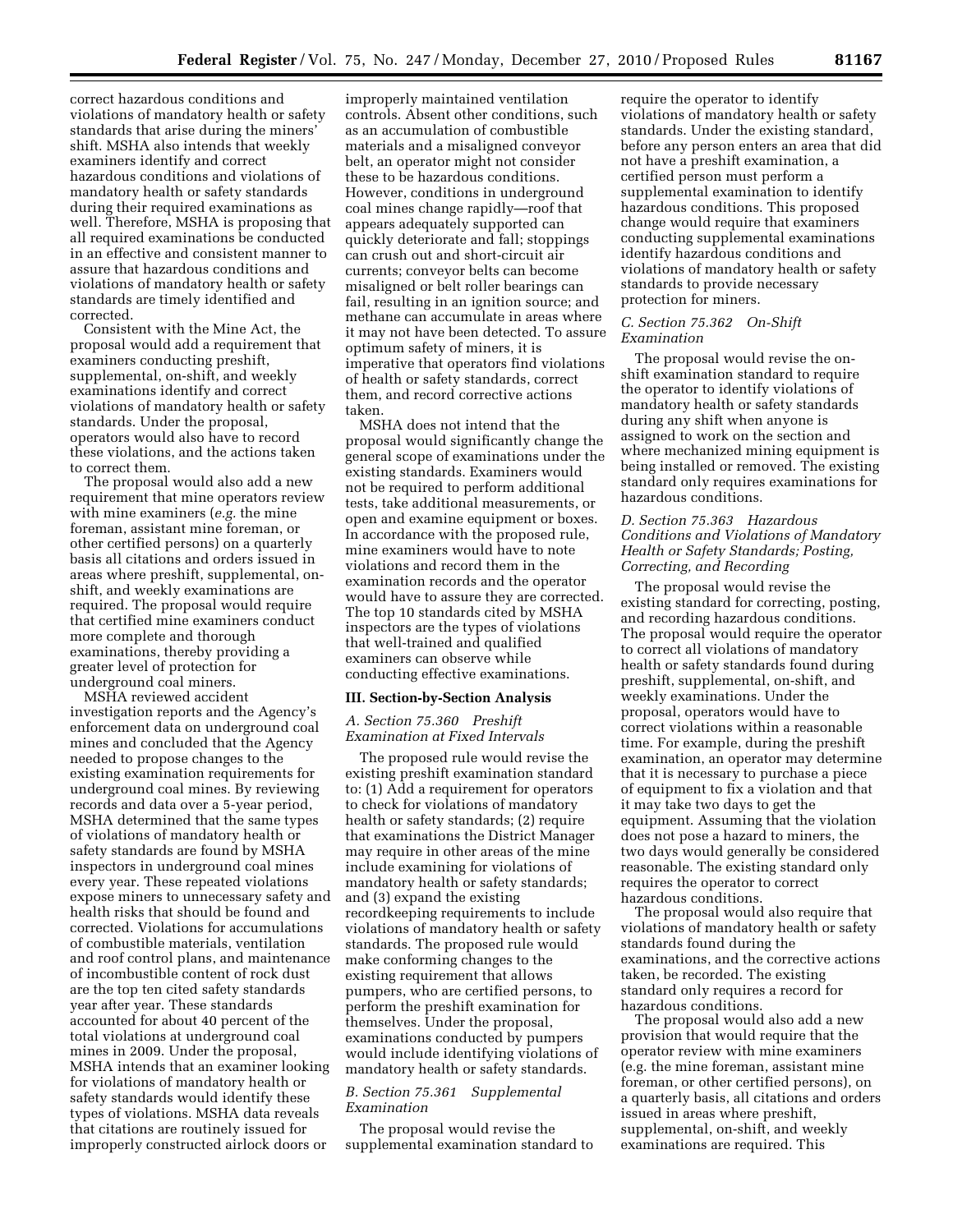correct hazardous conditions and violations of mandatory health or safety standards that arise during the miners' shift. MSHA also intends that weekly examiners identify and correct hazardous conditions and violations of mandatory health or safety standards during their required examinations as well. Therefore, MSHA is proposing that all required examinations be conducted in an effective and consistent manner to assure that hazardous conditions and violations of mandatory health or safety standards are timely identified and corrected.

Consistent with the Mine Act, the proposal would add a requirement that examiners conducting preshift, supplemental, on-shift, and weekly examinations identify and correct violations of mandatory health or safety standards. Under the proposal, operators would also have to record these violations, and the actions taken to correct them.

The proposal would also add a new requirement that mine operators review with mine examiners (*e.g.* the mine foreman, assistant mine foreman, or other certified persons) on a quarterly basis all citations and orders issued in areas where preshift, supplemental, on-shift, and weekly examinations are required. The proposal would require that certified mine examiners conduct more complete and thorough examinations, thereby providing a greater level of protection for underground coal miners.

MSHA reviewed accident investigation reports and the Agency's enforcement data on underground coal mines and concluded that the Agency needed to propose changes to the existing examination requirements for underground coal mines. By reviewing records and data over a 5-year period, MSHA determined that the same types of violations of mandatory health or safety standards are found by MSHA inspectors in underground coal mines every year. These repeated violations expose miners to unnecessary safety and health risks that should be found and corrected. Violations for accumulations of combustible materials, ventilation and roof control plans, and maintenance of incombustible content of rock dust are the top ten cited safety standards year after year. These standards accounted for about 40 percent of the total violations at underground coal mines in 2009. Under the proposal, MSHA intends that an examiner looking for violations of mandatory health or safety standards would identify these types of violations. MSHA data reveals that citations are routinely issued for improperly constructed airlock doors or improperly maintained ventilation controls. Absent other conditions, such as an accumulation of combustible materials and a misaligned conveyor belt, an operator might not consider these to be hazardous conditions. However, conditions in underground coal mines change rapidly—roof that appears adequately supported can quickly deteriorate and fall; stoppings can crush out and short-circuit air currents; conveyor belts can become misaligned or belt roller bearings can fail, resulting in an ignition source; and methane can accumulate in areas where it may not have been detected. To assure optimum safety of miners, it is imperative that operators find violations of health or safety standards, correct them, and record corrective actions taken.

MSHA does not intend that the proposal would significantly change the general scope of examinations under the existing standards. Examiners would not be required to perform additional tests, take additional measurements, or open and examine equipment or boxes. In accordance with the proposed rule, mine examiners would have to note violations and record them in the examination records and the operator would have to assure they are corrected. The top 10 standards cited by MSHA inspectors are the types of violations that well-trained and qualified examiners can observe while conducting effective examinations.

## III. Section-by-Section Analysis

### *A. Section 75.360 Preshift Examination at Fixed Intervals*

The proposed rule would revise the existing preshift examination standard to: (1) Add a requirement for operators to check for violations of mandatory health or safety standards; (2) require that examinations the District Manager may require in other areas of the mine include examining for violations of mandatory health or safety standards; and (3) expand the existing recordkeeping requirements to include violations of mandatory health or safety standards. The proposed rule would make conforming changes to the existing requirement that allows pumpers, who are certified persons, to perform the preshift examination for themselves. Under the proposal, examinations conducted by pumpers would include identifying violations of mandatory health or safety standards.

### *B. Section 75.361 Supplemental Examination*

The proposal would revise the supplemental examination standard to require the operator to identify violations of mandatory health or safety standards. Under the existing standard, before any person enters an area that did not have a preshift examination, a certified person must perform a supplemental examination to identify hazardous conditions. This proposed change would require that examiners conducting supplemental examinations identify hazardous conditions and violations of mandatory health or safety standards to provide necessary protection for miners.

### *C. Section 75.362 On-Shift Examination*

The proposal would revise the on-shift examination standard to require the operator to identify violations of mandatory health or safety standards during any shift when anyone is assigned to work on the section and where mechanized mining equipment is being installed or removed. The existing standard only requires examinations for hazardous conditions.

### *D. Section 75.363 Hazardous Conditions and Violations of Mandatory Health or Safety Standards; Posting, Correcting, and Recording*

The proposal would revise the existing standard for correcting, posting, and recording hazardous conditions. The proposal would require the operator to correct all violations of mandatory health or safety standards found during preshift, supplemental, on-shift, and weekly examinations. Under the proposal, operators would have to correct violations within a reasonable time. For example, during the preshift examination, an operator may determine that it is necessary to purchase a piece of equipment to fix a violation and that it may take two days to get the equipment. Assuming that the violation does not pose a hazard to miners, the two days would generally be considered reasonable. The existing standard only requires the operator to correct hazardous conditions.

The proposal would also require that violations of mandatory health or safety standards found during the examinations, and the corrective actions taken, be recorded. The existing standard only requires a record for hazardous conditions.

The proposal would also add a new provision that would require that the operator review with mine examiners (e.g. the mine foreman, assistant mine foreman, or other certified persons), on a quarterly basis, all citations and orders issued in areas where preshift, supplemental, on-shift, and weekly examinations are required. This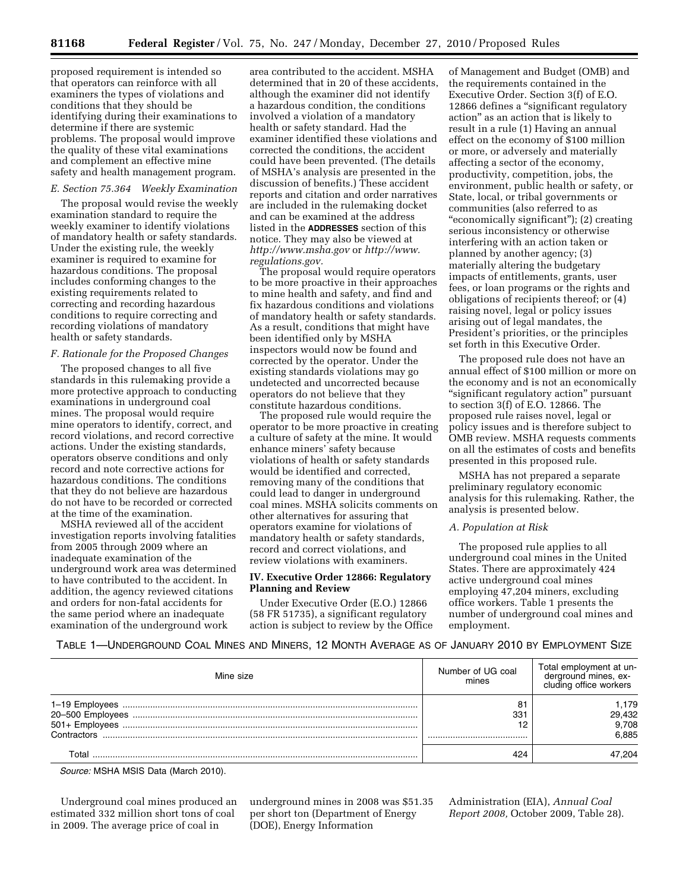proposed requirement is intended so that operators can reinforce with all examiners the types of violations and conditions that they should be identifying during their examinations to determine if there are systemic problems. The proposal would improve the quality of these vital examinations and complement an effective mine safety and health management program.

### *E. Section 75.364 Weekly Examination*

The proposal would revise the weekly examination standard to require the weekly examiner to identify violations of mandatory health or safety standards. Under the existing rule, the weekly examiner is required to examine for hazardous conditions. The proposal includes conforming changes to the existing requirements related to correcting and recording hazardous conditions to require correcting and recording violations of mandatory health or safety standards.

### *F. Rationale for the Proposed Changes*

The proposed changes to all five standards in this rulemaking provide a more protective approach to conducting examinations in underground coal mines. The proposal would require mine operators to identify, correct, and record violations, and record corrective actions. Under the existing standards, operators observe conditions and only record and note corrective actions for hazardous conditions. The conditions that they do not believe are hazardous do not have to be recorded or corrected at the time of the examination.

MSHA reviewed all of the accident investigation reports involving fatalities from 2005 through 2009 where an inadequate examination of the underground work area was determined to have contributed to the accident. In addition, the agency reviewed citations and orders for non-fatal accidents for the same period where an inadequate examination of the underground work area contributed to the accident. MSHA determined that in 20 of these accidents, although the examiner did not identify a hazardous condition, the conditions involved a violation of a mandatory health or safety standard. Had the examiner identified these violations and corrected the conditions, the accident could have been prevented. (The details of MSHA's analysis are presented in the discussion of benefits.) These accident reports and citation and order narratives are included in the rulemaking docket and can be examined at the address listed in the **ADDRESSES** section of this notice. They may also be viewed at *http://www.msha.gov* or *http://www.regulations.gov.*

The proposal would require operators to be more proactive in their approaches to mine health and safety, and find and fix hazardous conditions and violations of mandatory health or safety standards. As a result, conditions that might have been identified only by MSHA inspectors would now be found and corrected by the operator. Under the existing standards violations may go undetected and uncorrected because operators do not believe that they constitute hazardous conditions.

The proposed rule would require the operator to be more proactive in creating a culture of safety at the mine. It would enhance miners' safety because violations of health or safety standards would be identified and corrected, removing many of the conditions that could lead to danger in underground coal mines. MSHA solicits comments on other alternatives for assuring that operators examine for violations of mandatory health or safety standards, record and correct violations, and review violations with examiners.

## IV. Executive Order 12866: Regulatory Planning and Review

Under Executive Order (E.O.) 12866 (58 FR 51735), a significant regulatory action is subject to review by the Office of Management and Budget (OMB) and the requirements contained in the Executive Order. Section 3(f) of E.O. 12866 defines a "significant regulatory action" as an action that is likely to result in a rule (1) Having an annual effect on the economy of $100 million or more, or adversely and materially affecting a sector of the economy, productivity, competition, jobs, the environment, public health or safety, or State, local, or tribal governments or communities (also referred to as "economically significant"); (2) creating serious inconsistency or otherwise interfering with an action taken or planned by another agency; (3) materially altering the budgetary impacts of entitlements, grants, user fees, or loan programs or the rights and obligations of recipients thereof; or (4) raising novel, legal or policy issues arising out of legal mandates, the President's priorities, or the principles set forth in this Executive Order.

The proposed rule does not have an annual effect of $100 million or more on the economy and is not an economically "significant regulatory action" pursuant to section 3(f) of E.O. 12866. The proposed rule raises novel, legal or policy issues and is therefore subject to OMB review. MSHA requests comments on all the estimates of costs and benefits presented in this proposed rule.

MSHA has not prepared a separate preliminary regulatory economic analysis for this rulemaking. Rather, the analysis is presented below.

### *A. Population at Risk*

The proposed rule applies to all underground coal mines in the United States. There are approximately 424 active underground coal mines employing 47,204 miners, excluding office workers. Table 1 presents the number of underground coal mines and employment.

TABLE 1—UNDERGROUND COAL MINES AND MINERS, 12 MONTH AVERAGE AS OF JANUARY 2010 BY EMPLOYMENT SIZE

| Mine size | Number of UG coal mines | Total employment at underground mines, excluding office workers |
|---|---|---|
| 1–19 Employees | 81 | 1,179 |
| 20–500 Employees | 331 | 29,432 |
| 501+ Employees | 12 | 9,708 |
| Contractors | | 6,885 |
| Total | 424 | 47,204 |

*Source:* MSHA MSIS Data (March 2010).

Underground coal mines produced an estimated 332 million short tons of coal in 2009. The average price of coal in underground mines in 2008 was $51.35 per short ton (Department of Energy (DOE), Energy Information Administration (EIA), *Annual Coal Report 2008,* October 2009, Table 28).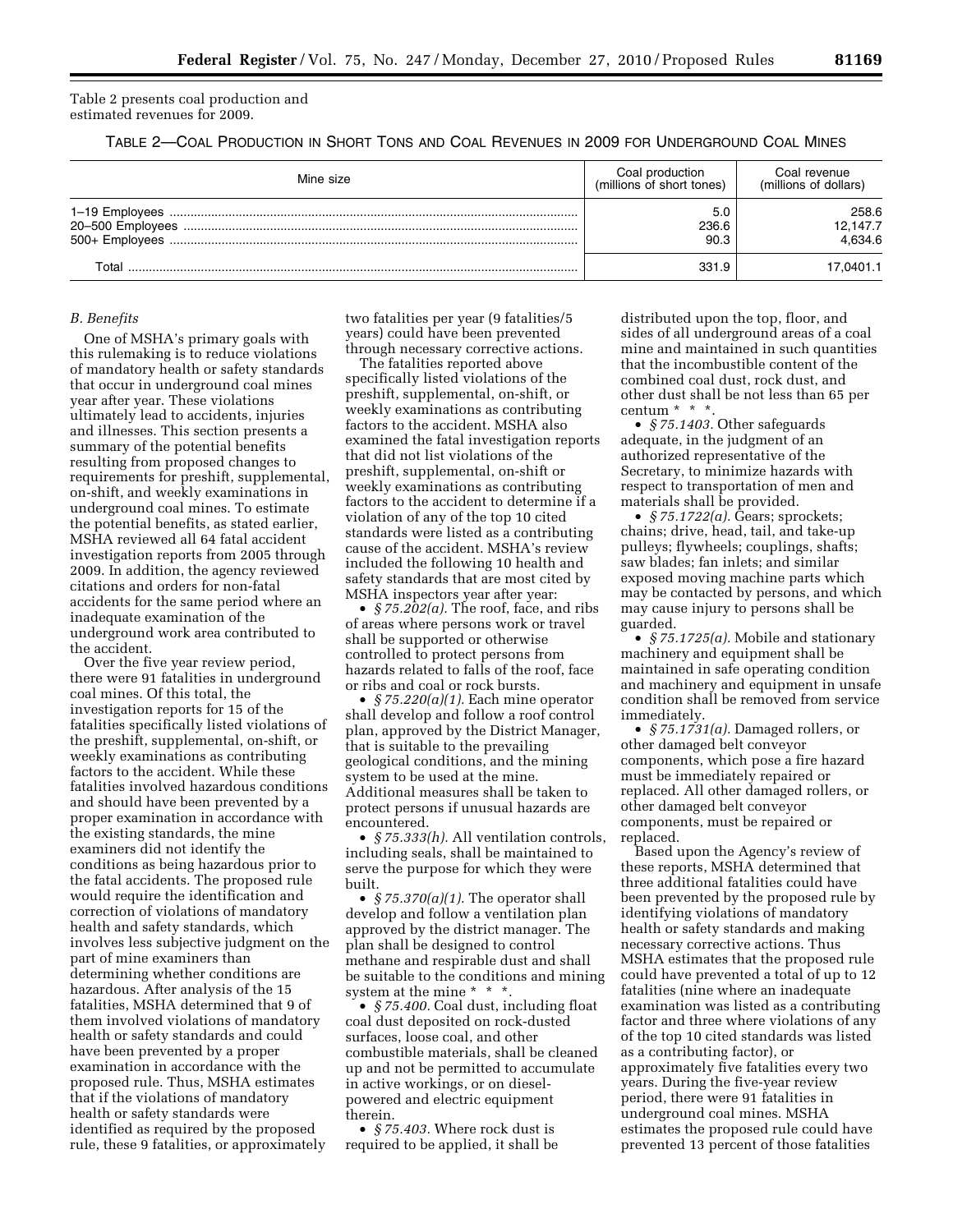Table 2 presents coal production and estimated revenues for 2009.

TABLE 2—COAL PRODUCTION IN SHORT TONS AND COAL REVENUES IN 2009 FOR UNDERGROUND COAL MINES

| Mine size | Coal production (millions of short tones) | Coal revenue (millions of dollars) |
|---|---|---|
| 1–19 Employees | 5.0 | 258.6 |
| 20–500 Employees | 236.6 | 12,147.7 |
| 500+ Employees | 90.3 | 4,634.6 |
| Total | 331.9 | 17,0401.1 |

### B. Benefits

One of MSHA's primary goals with this rulemaking is to reduce violations of mandatory health or safety standards that occur in underground coal mines year after year. These violations ultimately lead to accidents, injuries and illnesses. This section presents a summary of the potential benefits resulting from proposed changes to requirements for preshift, supplemental, on-shift, and weekly examinations in underground coal mines. To estimate the potential benefits, as stated earlier, MSHA reviewed all 64 fatal accident investigation reports from 2005 through 2009. In addition, the agency reviewed citations and orders for non-fatal accidents for the same period where an inadequate examination of the underground work area contributed to the accident.

Over the five year review period, there were 91 fatalities in underground coal mines. Of this total, the investigation reports for 15 of the fatalities specifically listed violations of the preshift, supplemental, on-shift, or weekly examinations as contributing factors to the accident. While these fatalities involved hazardous conditions and should have been prevented by a proper examination in accordance with the existing standards, the mine examiners did not identify the conditions as being hazardous prior to the fatal accidents. The proposed rule would require the identification and correction of violations of mandatory health and safety standards, which involves less subjective judgment on the part of mine examiners than determining whether conditions are hazardous. After analysis of the 15 fatalities, MSHA determined that 9 of them involved violations of mandatory health or safety standards and could have been prevented by a proper examination in accordance with the proposed rule. Thus, MSHA estimates that if the violations of mandatory health or safety standards were identified as required by the proposed rule, these 9 fatalities, or approximately two fatalities per year (9 fatalities/5 years) could have been prevented through necessary corrective actions.

The fatalities reported above specifically listed violations of the preshift, supplemental, on-shift, or weekly examinations as contributing factors to the accident. MSHA also examined the fatal investigation reports that did not list violations of the preshift, supplemental, on-shift or weekly examinations as contributing factors to the accident to determine if a violation of any of the top 10 cited standards were listed as a contributing cause of the accident. MSHA's review included the following 10 health and safety standards that are most cited by MSHA inspectors year after year:

- *§ 75.202(a).* The roof, face, and ribs of areas where persons work or travel shall be supported or otherwise controlled to protect persons from hazards related to falls of the roof, face or ribs and coal or rock bursts.
- *§ 75.220(a)(1).* Each mine operator shall develop and follow a roof control plan, approved by the District Manager, that is suitable to the prevailing geological conditions, and the mining system to be used at the mine. Additional measures shall be taken to protect persons if unusual hazards are encountered.
- *§ 75.333(h).* All ventilation controls, including seals, shall be maintained to serve the purpose for which they were built.
- *§ 75.370(a)(1).* The operator shall develop and follow a ventilation plan approved by the district manager. The plan shall be designed to control methane and respirable dust and shall be suitable to the conditions and mining system at the mine * * *.
- *§ 75.400.* Coal dust, including float coal dust deposited on rock-dusted surfaces, loose coal, and other combustible materials, shall be cleaned up and not be permitted to accumulate in active workings, or on diesel-powered and electric equipment therein.
- *§ 75.403.* Where rock dust is required to be applied, it shall be distributed upon the top, floor, and sides of all underground areas of a coal mine and maintained in such quantities that the incombustible content of the combined coal dust, rock dust, and other dust shall be not less than 65 per centum * * *.
- *§ 75.1403.* Other safeguards adequate, in the judgment of an authorized representative of the Secretary, to minimize hazards with respect to transportation of men and materials shall be provided.
- *§ 75.1722(a).* Gears; sprockets; chains; drive, head, tail, and take-up pulleys; flywheels; couplings, shafts; saw blades; fan inlets; and similar exposed moving machine parts which may be contacted by persons, and which may cause injury to persons shall be guarded.
- *§ 75.1725(a).* Mobile and stationary machinery and equipment shall be maintained in safe operating condition and machinery and equipment in unsafe condition shall be removed from service immediately.
- *§ 75.1731(a).* Damaged rollers, or other damaged belt conveyor components, which pose a fire hazard must be immediately repaired or replaced. All other damaged rollers, or other damaged belt conveyor components, must be repaired or replaced.

Based upon the Agency's review of these reports, MSHA determined that three additional fatalities could have been prevented by the proposed rule by identifying violations of mandatory health or safety standards and making necessary corrective actions. Thus MSHA estimates that the proposed rule could have prevented a total of up to 12 fatalities (nine where an inadequate examination was listed as a contributing factor and three where violations of any of the top 10 cited standards was listed as a contributing factor), or approximately five fatalities every two years. During the five-year review period, there were 91 fatalities in underground coal mines. MSHA estimates the proposed rule could have prevented 13 percent of those fatalities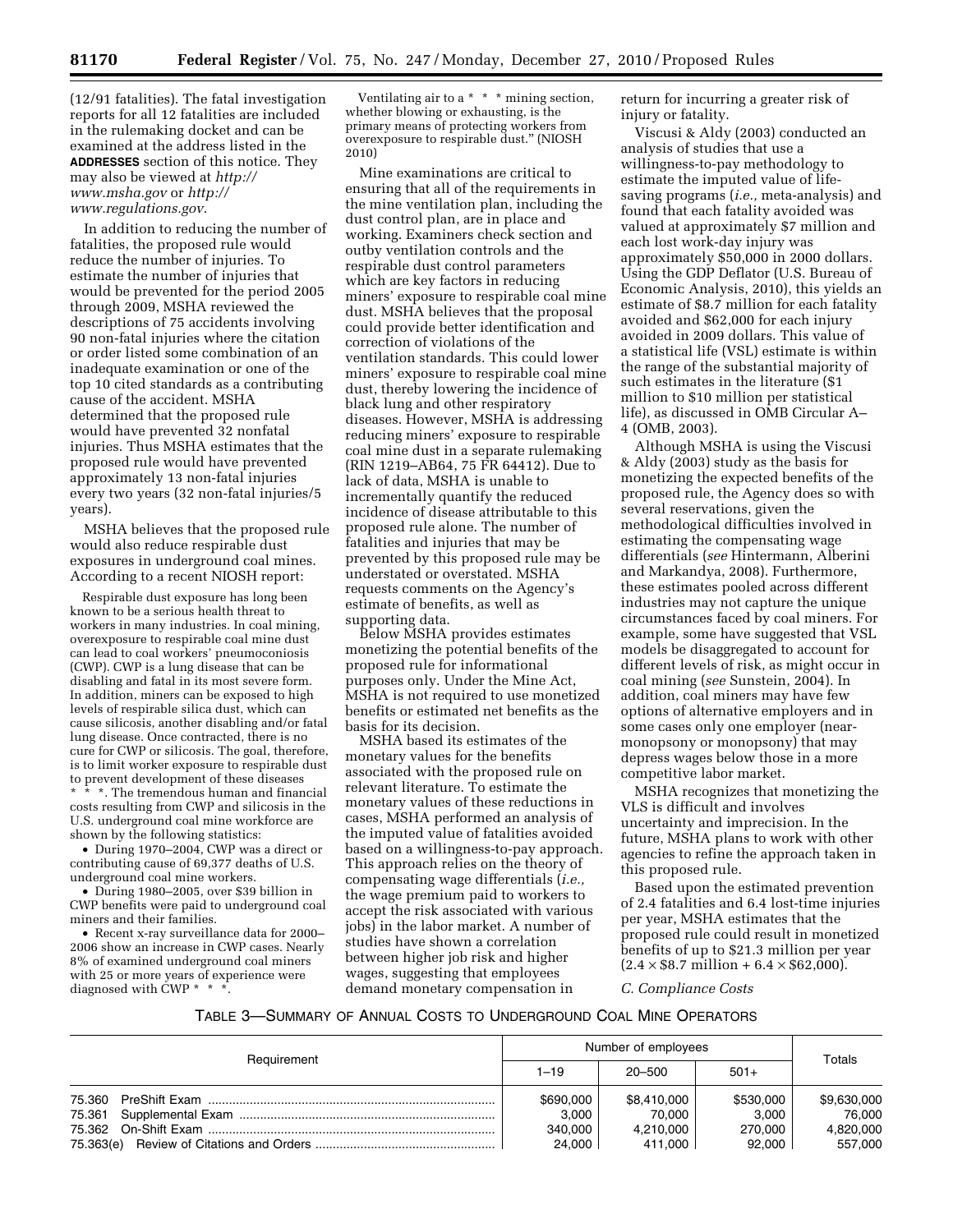(12/91 fatalities). The fatal investigation reports for all 12 fatalities are included in the rulemaking docket and can be examined at the address listed in the **ADDRESSES** section of this notice. They may also be viewed at *http://www.msha.gov* or *http://www.regulations.gov*.

In addition to reducing the number of fatalities, the proposed rule would reduce the number of injuries. To estimate the number of injuries that would be prevented for the period 2005 through 2009, MSHA reviewed the descriptions of 75 accidents involving 90 non-fatal injuries where the citation or order listed some combination of an inadequate examination or one of the top 10 cited standards as a contributing cause of the accident. MSHA determined that the proposed rule would have prevented 32 nonfatal injuries. Thus MSHA estimates that the proposed rule would have prevented approximately 13 non-fatal injuries every two years (32 non-fatal injuries/5 years).

MSHA believes that the proposed rule would also reduce respirable dust exposures in underground coal mines. According to a recent NIOSH report:

> Respirable dust exposure has long been known to be a serious health threat to workers in many industries. In coal mining, overexposure to respirable coal mine dust can lead to coal workers' pneumoconiosis (CWP). CWP is a lung disease that can be disabling and fatal in its most severe form. In addition, miners can be exposed to high levels of respirable silica dust, which can cause silicosis, another disabling and/or fatal lung disease. Once contracted, there is no cure for CWP or silicosis. The goal, therefore, is to limit worker exposure to respirable dust to prevent development of these diseases * * *. The tremendous human and financial costs resulting from CWP and silicosis in the U.S. underground coal mine workforce are shown by the following statistics:
>
> • During 1970–2004, CWP was a direct or contributing cause of 69,377 deaths of U.S. underground coal mine workers.
>
> • During 1980–2005, over $39 billion in CWP benefits were paid to underground coal miners and their families.
>
> • Recent x-ray surveillance data for 2000–2006 show an increase in CWP cases. Nearly 8% of examined underground coal miners with 25 or more years of experience were diagnosed with CWP * * *.
>
> Ventilating air to a * * * mining section, whether blowing or exhausting, is the primary means of protecting workers from overexposure to respirable dust." (NIOSH 2010)

Mine examinations are critical to ensuring that all of the requirements in the mine ventilation plan, including the dust control plan, are in place and working. Examiners check section and outby ventilation controls and the respirable dust control parameters which are key factors in reducing miners' exposure to respirable coal mine dust. MSHA believes that the proposal could provide better identification and correction of violations of the ventilation standards. This could lower miners' exposure to respirable coal mine dust, thereby lowering the incidence of black lung and other respiratory diseases. However, MSHA is addressing reducing miners' exposure to respirable coal mine dust in a separate rulemaking (RIN 1219–AB64, 75 FR 64412). Due to lack of data, MSHA is unable to incrementally quantify the reduced incidence of disease attributable to this proposed rule alone. The number of fatalities and injuries that may be prevented by this proposed rule may be understated or overstated. MSHA requests comments on the Agency's estimate of benefits, as well as supporting data.

Below MSHA provides estimates monetizing the potential benefits of the proposed rule for informational purposes only. Under the Mine Act, MSHA is not required to use monetized benefits or estimated net benefits as the basis for its decision.

MSHA based its estimates of the monetary values for the benefits associated with the proposed rule on relevant literature. To estimate the monetary values of these reductions in cases, MSHA performed an analysis of the imputed value of fatalities avoided based on a willingness-to-pay approach. This approach relies on the theory of compensating wage differentials (*i.e.,* the wage premium paid to workers to accept the risk associated with various jobs) in the labor market. A number of studies have shown a correlation between higher job risk and higher wages, suggesting that employees demand monetary compensation in return for incurring a greater risk of injury or fatality.

Viscusi & Aldy (2003) conducted an analysis of studies that use a willingness-to-pay methodology to estimate the imputed value of life-saving programs (*i.e.,* meta-analysis) and found that each fatality avoided was valued at approximately $7 million and each lost work-day injury was approximately $50,000 in 2000 dollars. Using the GDP Deflator (U.S. Bureau of Economic Analysis, 2010), this yields an estimate of $8.7 million for each fatality avoided and $62,000 for each injury avoided in 2009 dollars. This value of a statistical life (VSL) estimate is within the range of the substantial majority of such estimates in the literature ($1 million to $10 million per statistical life), as discussed in OMB Circular A–4 (OMB, 2003).

Although MSHA is using the Viscusi & Aldy (2003) study as the basis for monetizing the expected benefits of the proposed rule, the Agency does so with several reservations, given the methodological difficulties involved in estimating the compensating wage differentials (*see* Hintermann, Alberini and Markandya, 2008). Furthermore, these estimates pooled across different industries may not capture the unique circumstances faced by coal miners. For example, some have suggested that VSL models be disaggregated to account for different levels of risk, as might occur in coal mining (*see* Sunstein, 2004). In addition, coal miners may have few options of alternative employers and in some cases only one employer (near-monopsony or monopsony) that may depress wages below those in a more competitive labor market.

MSHA recognizes that monetizing the VLS is difficult and involves uncertainty and imprecision. In the future, MSHA plans to work with other agencies to refine the approach taken in this proposed rule.

Based upon the estimated prevention of 2.4 fatalities and 6.4 lost-time injuries per year, MSHA estimates that the proposed rule could result in monetized benefits of up to $21.3 million per year ($2.4 \times \$8.7$ million + $6.4 \times \$62{,}000$).

*C. Compliance Costs*

TABLE 3—SUMMARY OF ANNUAL COSTS TO UNDERGROUND COAL MINE OPERATORS

| Requirement | Number of employees | | | Totals |
|---|---|---|---|---|
| | 1–19 | 20–500 | 501+ | |
| 75.360 PreShift Exam | $690,000 | $8,410,000 | $530,000 | $9,630,000 |
| 75.361 Supplemental Exam | 3,000 | 70,000 | 3,000 | 76,000 |
| 75.362 On-Shift Exam | 340,000 | 4,210,000 | 270,000 | 4,820,000 |
| 75.363(e) Review of Citations and Orders | 24,000 | 411,000 | 92,000 | 557,000 |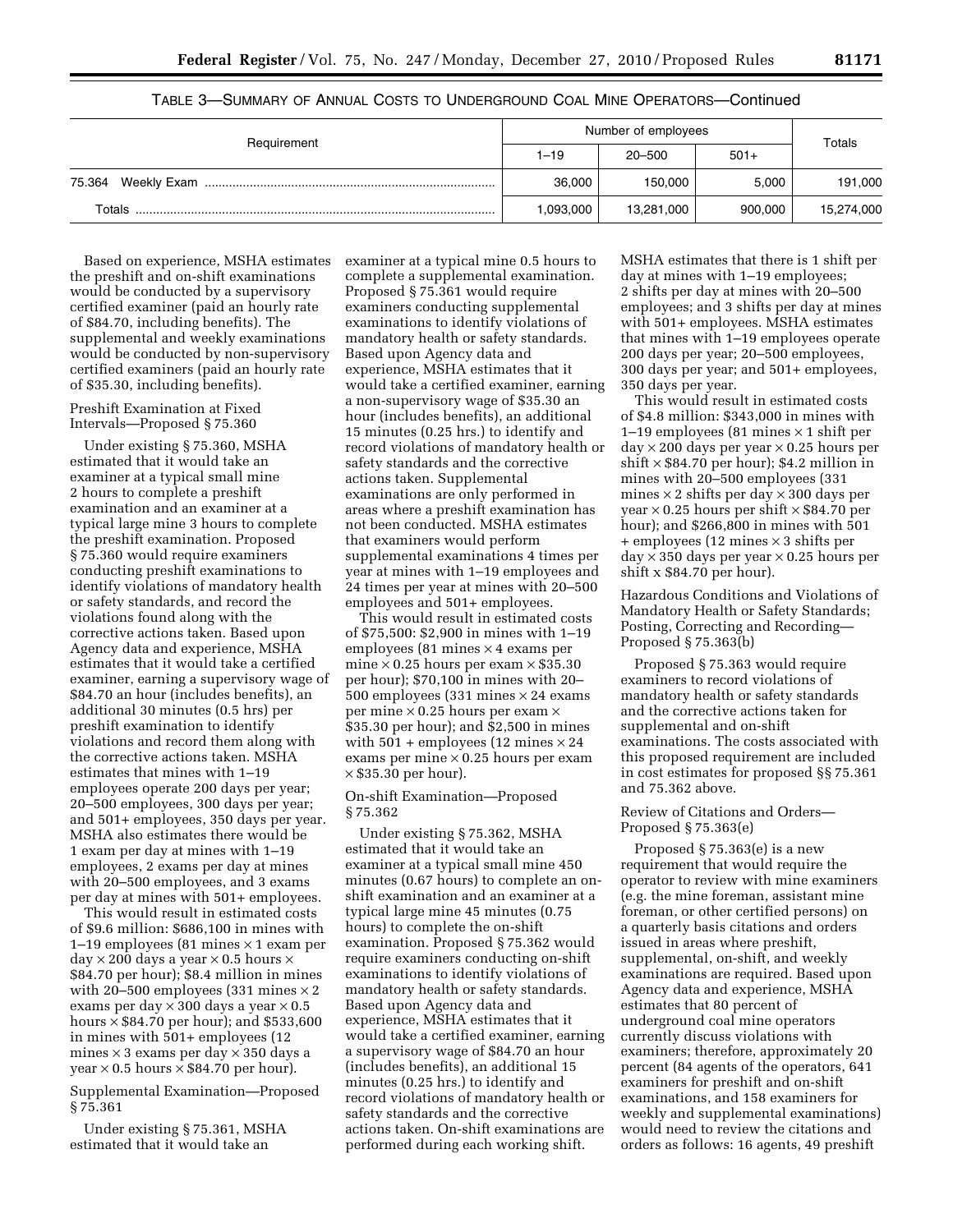TABLE 3—SUMMARY OF ANNUAL COSTS TO UNDERGROUND COAL MINE OPERATORS—Continued

| Requirement | Number of employees | | | Totals |
|---|---|---|---|---|
| | 1–19 | 20–500 | 501+ | |
| 75.364 Weekly Exam | 36,000 | 150,000 | 5,000 | 191,000 |
| Totals | 1,093,000 | 13,281,000 | 900,000 | 15,274,000 |

Based on experience, MSHA estimates the preshift and on-shift examinations would be conducted by a supervisory certified examiner (paid an hourly rate of $84.70, including benefits). The supplemental and weekly examinations would be conducted by non-supervisory certified examiners (paid an hourly rate of $35.30, including benefits).

Preshift Examination at Fixed Intervals—Proposed § 75.360

Under existing § 75.360, MSHA estimated that it would take an examiner at a typical small mine 2 hours to complete a preshift examination and an examiner at a typical large mine 3 hours to complete the preshift examination. Proposed § 75.360 would require examiners conducting preshift examinations to identify violations of mandatory health or safety standards, and record the violations found along with the corrective actions taken. Based upon Agency data and experience, MSHA estimates that it would take a certified examiner, earning a supervisory wage of $84.70 an hour (includes benefits), an additional 30 minutes (0.5 hrs) per preshift examination to identify violations and record them along with the corrective actions taken. MSHA estimates that mines with 1–19 employees operate 200 days per year; 20–500 employees, 300 days per year; and 501+ employees, 350 days per year. MSHA also estimates there would be 1 exam per day at mines with 1–19 employees, 2 exams per day at mines with 20–500 employees, and 3 exams per day at mines with 501+ employees.

This would result in estimated costs of $9.6 million: $686,100 in mines with 1–19 employees (81 mines × 1 exam per day × 200 days a year × 0.5 hours × $84.70 per hour); $8.4 million in mines with 20–500 employees (331 mines × 2 exams per day × 300 days a year × 0.5 hours × $84.70 per hour); and $533,600 in mines with 501+ employees (12 mines × 3 exams per day × 350 days a year × 0.5 hours × $84.70 per hour).

Supplemental Examination—Proposed § 75.361

Under existing § 75.361, MSHA estimated that it would take an examiner at a typical mine 0.5 hours to complete a supplemental examination. Proposed § 75.361 would require examiners conducting supplemental examinations to identify violations of mandatory health or safety standards. Based upon Agency data and experience, MSHA estimates that it would take a certified examiner, earning a non-supervisory wage of $35.30 an hour (includes benefits), an additional 15 minutes (0.25 hrs.) to identify and record violations of mandatory health or safety standards and the corrective actions taken. Supplemental examinations are only performed in areas where a preshift examination has not been conducted. MSHA estimates that examiners would perform supplemental examinations 4 times per year at mines with 1–19 employees and 24 times per year at mines with 20–500 employees and 501+ employees.

This would result in estimated costs of $75,500: $2,900 in mines with 1–19 employees (81 mines × 4 exams per mine × 0.25 hours per exam × $35.30 per hour); $70,100 in mines with 20–500 employees (331 mines × 24 exams per mine × 0.25 hours per exam × $35.30 per hour); and $2,500 in mines with 501 + employees (12 mines × 24 exams per mine × 0.25 hours per exam × $35.30 per hour).

On-shift Examination—Proposed § 75.362

Under existing § 75.362, MSHA estimated that it would take an examiner at a typical small mine 450 minutes (0.67 hours) to complete an on-shift examination and an examiner at a typical large mine 45 minutes (0.75 hours) to complete the on-shift examination. Proposed § 75.362 would require examiners conducting on-shift examinations to identify violations of mandatory health or safety standards. Based upon Agency data and experience, MSHA estimates that it would take a certified examiner, earning a supervisory wage of $84.70 an hour (includes benefits), an additional 15 minutes (0.25 hrs.) to identify and record violations of mandatory health or safety standards and the corrective actions taken. On-shift examinations are performed during each working shift. MSHA estimates that there is 1 shift per day at mines with 1–19 employees; 2 shifts per day at mines with 20–500 employees; and 3 shifts per day at mines with 501+ employees. MSHA estimates that mines with 1–19 employees operate 200 days per year; 20–500 employees, 300 days per year; and 501+ employees, 350 days per year.

This would result in estimated costs of $4.8 million: $343,000 in mines with 1–19 employees (81 mines × 1 shift per day × 200 days per year × 0.25 hours per shift × $84.70 per hour); $4.2 million in mines with 20–500 employees (331 mines × 2 shifts per day × 300 days per year × 0.25 hours per shift × $84.70 per hour); and $266,800 in mines with 501 + employees (12 mines × 3 shifts per day × 350 days per year × 0.25 hours per shift x $84.70 per hour).

Hazardous Conditions and Violations of Mandatory Health or Safety Standards; Posting, Correcting and Recording—Proposed § 75.363(b)

Proposed § 75.363 would require examiners to record violations of mandatory health or safety standards and the corrective actions taken for supplemental and on-shift examinations. The costs associated with this proposed requirement are included in cost estimates for proposed §§ 75.361 and 75.362 above.

Review of Citations and Orders—Proposed § 75.363(e)

Proposed § 75.363(e) is a new requirement that would require the operator to review with mine examiners (e.g. the mine foreman, assistant mine foreman, or other certified persons) on a quarterly basis citations and orders issued in areas where preshift, supplemental, on-shift, and weekly examinations are required. Based upon Agency data and experience, MSHA estimates that 80 percent of underground coal mine operators currently discuss violations with examiners; therefore, approximately 20 percent (84 agents of the operators, 641 examiners for preshift and on-shift examinations, and 158 examiners for weekly and supplemental examinations) would need to review the citations and orders as follows: 16 agents, 49 preshift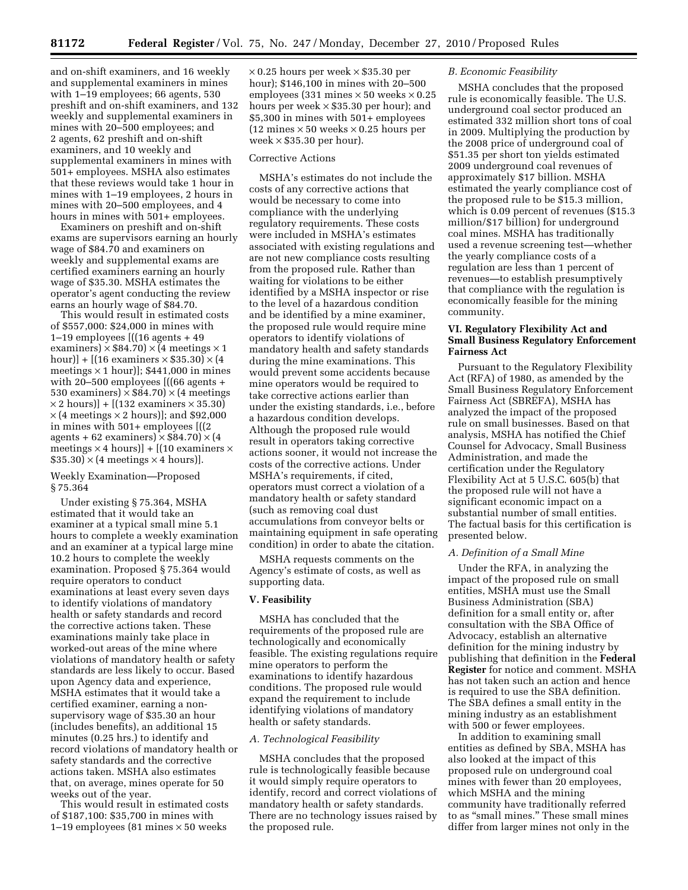and on-shift examiners, and 16 weekly and supplemental examiners in mines with 1–19 employees; 66 agents, 530 preshift and on-shift examiners, and 132 weekly and supplemental examiners in mines with 20–500 employees; and 2 agents, 62 preshift and on-shift examiners, and 10 weekly and supplemental examiners in mines with 501+ employees. MSHA also estimates that these reviews would take 1 hour in mines with 1–19 employees, 2 hours in mines with 20–500 employees, and 4 hours in mines with 501+ employees.

Examiners on preshift and on-shift exams are supervisors earning an hourly wage of $84.70 and examiners on weekly and supplemental exams are certified examiners earning an hourly wage of $35.30. MSHA estimates the operator's agent conducting the review earns an hourly wage of $84.70.

This would result in estimated costs of $557,000: $24,000 in mines with 1–19 employees [((16 agents + 49 examiners) × $84.70) × (4 meetings × 1 hour)] + [(16 examiners × $35.30) × (4 meetings × 1 hour)]; $441,000 in mines with 20–500 employees [((66 agents + 530 examiners) × $84.70) × (4 meetings × 2 hours)] + [(132 examiners × 35.30) × (4 meetings × 2 hours)]; and $92,000 in mines with 501+ employees [((2 agents + 62 examiners) × $84.70) × (4 meetings × 4 hours)] + [(10 examiners × $35.30) × (4 meetings × 4 hours)].

Weekly Examination—Proposed § 75.364

Under existing § 75.364, MSHA estimated that it would take an examiner at a typical small mine 5.1 hours to complete a weekly examination and an examiner at a typical large mine 10.2 hours to complete the weekly examination. Proposed § 75.364 would require operators to conduct examinations at least every seven days to identify violations of mandatory health or safety standards and record the corrective actions taken. These examinations mainly take place in worked-out areas of the mine where violations of mandatory health or safety standards are less likely to occur. Based upon Agency data and experience, MSHA estimates that it would take a certified examiner, earning a non-supervisory wage of $35.30 an hour (includes benefits), an additional 15 minutes (0.25 hrs.) to identify and record violations of mandatory health or safety standards and the corrective actions taken. MSHA also estimates that, on average, mines operate for 50 weeks out of the year.

This would result in estimated costs of $187,100: $35,700 in mines with 1–19 employees (81 mines × 50 weeks × 0.25 hours per week × $35.30 per hour); $146,100 in mines with 20–500 employees (331 mines × 50 weeks × 0.25 hours per week × $35.30 per hour); and $5,300 in mines with 501+ employees (12 mines × 50 weeks × 0.25 hours per week × $35.30 per hour).

Corrective Actions

MSHA's estimates do not include the costs of any corrective actions that would be necessary to come into compliance with the underlying regulatory requirements. These costs were included in MSHA's estimates associated with existing regulations and are not new compliance costs resulting from the proposed rule. Rather than waiting for violations to be either identified by a MSHA inspector or rise to the level of a hazardous condition and be identified by a mine examiner, the proposed rule would require mine operators to identify violations of mandatory health and safety standards during the mine examinations. This would prevent some accidents because mine operators would be required to take corrective actions earlier than under the existing standards, i.e., before a hazardous condition develops. Although the proposed rule would result in operators taking corrective actions sooner, it would not increase the costs of the corrective actions. Under MSHA's requirements, if cited, operators must correct a violation of a mandatory health or safety standard (such as removing coal dust accumulations from conveyor belts or maintaining equipment in safe operating condition) in order to abate the citation.

MSHA requests comments on the Agency's estimate of costs, as well as supporting data.

## V. Feasibility

MSHA has concluded that the requirements of the proposed rule are technologically and economically feasible. The existing regulations require mine operators to perform the examinations to identify hazardous conditions. The proposed rule would expand the requirement to include identifying violations of mandatory health or safety standards.

### *A. Technological Feasibility*

MSHA concludes that the proposed rule is technologically feasible because it would simply require operators to identify, record and correct violations of mandatory health or safety standards. There are no technology issues raised by the proposed rule.

### *B. Economic Feasibility*

MSHA concludes that the proposed rule is economically feasible. The U.S. underground coal sector produced an estimated 332 million short tons of coal in 2009. Multiplying the production by the 2008 price of underground coal of $51.35 per short ton yields estimated 2009 underground coal revenues of approximately $17 billion. MSHA estimated the yearly compliance cost of the proposed rule to be $15.3 million, which is 0.09 percent of revenues ($15.3 million/$17 billion) for underground coal mines. MSHA has traditionally used a revenue screening test—whether the yearly compliance costs of a regulation are less than 1 percent of revenues—to establish presumptively that compliance with the regulation is economically feasible for the mining community.

## VI. Regulatory Flexibility Act and Small Business Regulatory Enforcement Fairness Act

Pursuant to the Regulatory Flexibility Act (RFA) of 1980, as amended by the Small Business Regulatory Enforcement Fairness Act (SBREFA), MSHA has analyzed the impact of the proposed rule on small businesses. Based on that analysis, MSHA has notified the Chief Counsel for Advocacy, Small Business Administration, and made the certification under the Regulatory Flexibility Act at 5 U.S.C. 605(b) that the proposed rule will not have a significant economic impact on a substantial number of small entities. The factual basis for this certification is presented below.

### *A. Definition of a Small Mine*

Under the RFA, in analyzing the impact of the proposed rule on small entities, MSHA must use the Small Business Administration (SBA) definition for a small entity or, after consultation with the SBA Office of Advocacy, establish an alternative definition for the mining industry by publishing that definition in the **Federal Register** for notice and comment. MSHA has not taken such an action and hence is required to use the SBA definition. The SBA defines a small entity in the mining industry as an establishment with 500 or fewer employees.

In addition to examining small entities as defined by SBA, MSHA has also looked at the impact of this proposed rule on underground coal mines with fewer than 20 employees, which MSHA and the mining community have traditionally referred to as "small mines." These small mines differ from larger mines not only in the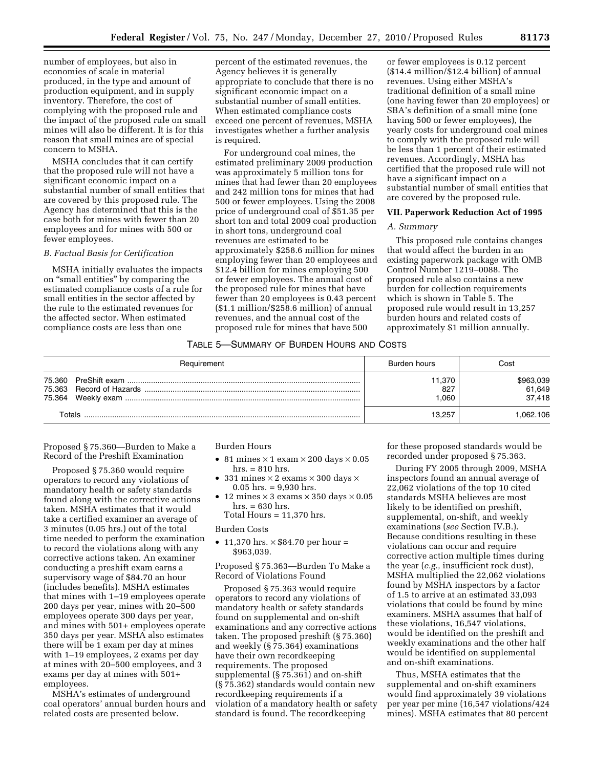number of employees, but also in economies of scale in material produced, in the type and amount of production equipment, and in supply inventory. Therefore, the cost of complying with the proposed rule and the impact of the proposed rule on small mines will also be different. It is for this reason that small mines are of special concern to MSHA.

MSHA concludes that it can certify that the proposed rule will not have a significant economic impact on a substantial number of small entities that are covered by this proposed rule. The Agency has determined that this is the case both for mines with fewer than 20 employees and for mines with 500 or fewer employees.

*B. Factual Basis for Certification*

MSHA initially evaluates the impacts on "small entities" by comparing the estimated compliance costs of a rule for small entities in the sector affected by the rule to the estimated revenues for the affected sector. When estimated compliance costs are less than one percent of the estimated revenues, the Agency believes it is generally appropriate to conclude that there is no significant economic impact on a substantial number of small entities. When estimated compliance costs exceed one percent of revenues, MSHA investigates whether a further analysis is required.

For underground coal mines, the estimated preliminary 2009 production was approximately 5 million tons for mines that had fewer than 20 employees and 242 million tons for mines that had 500 or fewer employees. Using the 2008 price of underground coal of $51.35 per short ton and total 2009 coal production in short tons, underground coal revenues are estimated to be approximately $258.6 million for mines employing fewer than 20 employees and $12.4 billion for mines employing 500 or fewer employees. The annual cost of the proposed rule for mines that have fewer than 20 employees is 0.43 percent ($1.1 million/$258.6 million) of annual revenues, and the annual cost of the proposed rule for mines that have 500 or fewer employees is 0.12 percent ($14.4 million/$12.4 billion) of annual revenues. Using either MSHA's traditional definition of a small mine (one having fewer than 20 employees) or SBA's definition of a small mine (one having 500 or fewer employees), the yearly costs for underground coal mines to comply with the proposed rule will be less than 1 percent of their estimated revenues. Accordingly, MSHA has certified that the proposed rule will not have a significant impact on a substantial number of small entities that are covered by the proposed rule.

## VII. Paperwork Reduction Act of 1995

*A. Summary*

This proposed rule contains changes that would affect the burden in an existing paperwork package with OMB Control Number 1219–0088. The proposed rule also contains a new burden for collection requirements which is shown in Table 5. The proposed rule would result in 13,257 burden hours and related costs of approximately $1 million annually.

TABLE 5—SUMMARY OF BURDEN HOURS AND COSTS

| Requirement | Burden hours | Cost |
|---|---|---|
| 75.360 PreShift exam | 11,370 | $963,039 |
| 75.363 Record of Hazards | 827 | 61,649 |
| 75.364 Weekly exam | 1,060 | 37,418 |
| Totals | 13,257 | 1,062.106 |

Proposed § 75.360—Burden to Make a Record of the Preshift Examination

Proposed § 75.360 would require operators to record any violations of mandatory health or safety standards found along with the corrective actions taken. MSHA estimates that it would take a certified examiner an average of 3 minutes (0.05 hrs.) out of the total time needed to perform the examination to record the violations along with any corrective actions taken. An examiner conducting a preshift exam earns a supervisory wage of $84.70 an hour (includes benefits). MSHA estimates that mines with 1–19 employees operate 200 days per year, mines with 20–500 employees operate 300 days per year, and mines with 501+ employees operate 350 days per year. MSHA also estimates there will be 1 exam per day at mines with 1–19 employees, 2 exams per day at mines with 20–500 employees, and 3 exams per day at mines with 501+ employees.

MSHA's estimates of underground coal operators' annual burden hours and related costs are presented below.

Burden Hours

- 81 mines × 1 exam × 200 days × 0.05 hrs. = 810 hrs.
- 331 mines × 2 exams × 300 days × 0.05 hrs. = 9,930 hrs.
- 12 mines × 3 exams × 350 days × 0.05 hrs. = 630 hrs.
  Total Hours = 11,370 hrs.

Burden Costs

- 11,370 hrs. × $84.70 per hour = $963,039.

Proposed § 75.363—Burden To Make a Record of Violations Found

Proposed § 75.363 would require operators to record any violations of mandatory health or safety standards found on supplemental and on-shift examinations and any corrective actions taken. The proposed preshift (§ 75.360) and weekly (§ 75.364) examinations have their own recordkeeping requirements. The proposed supplemental (§ 75.361) and on-shift (§ 75.362) standards would contain new recordkeeping requirements if a violation of a mandatory health or safety standard is found. The recordkeeping for these proposed standards would be recorded under proposed § 75.363.

During FY 2005 through 2009, MSHA inspectors found an annual average of 22,062 violations of the top 10 cited standards MSHA believes are most likely to be identified on preshift, supplemental, on-shift, and weekly examinations (*see* Section IV.B.). Because conditions resulting in these violations can occur and require corrective action multiple times during the year (*e.g.,* insufficient rock dust), MSHA multiplied the 22,062 violations found by MSHA inspectors by a factor of 1.5 to arrive at an estimated 33,093 violations that could be found by mine examiners. MSHA assumes that half of these violations, 16,547 violations, would be identified on the preshift and weekly examinations and the other half would be identified on supplemental and on-shift examinations.

Thus, MSHA estimates that the supplemental and on-shift examiners would find approximately 39 violations per year per mine (16,547 violations/424 mines). MSHA estimates that 80 percent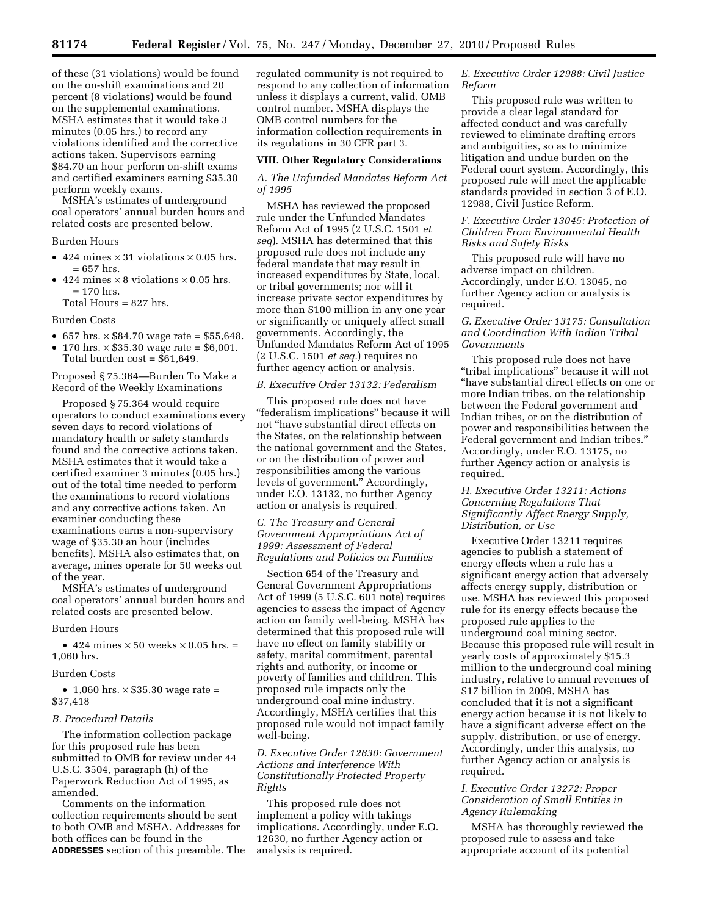of these (31 violations) would be found on the on-shift examinations and 20 percent (8 violations) would be found on the supplemental examinations. MSHA estimates that it would take 3 minutes (0.05 hrs.) to record any violations identified and the corrective actions taken. Supervisors earning $84.70 an hour perform on-shift exams and certified examiners earning $35.30 perform weekly exams.

MSHA's estimates of underground coal operators' annual burden hours and related costs are presented below.

Burden Hours

- 424 mines × 31 violations × 0.05 hrs. = 657 hrs.
- 424 mines × 8 violations × 0.05 hrs. = 170 hrs.

Total Hours = 827 hrs.

Burden Costs

- 657 hrs. × $84.70 wage rate = $55,648.
- 170 hrs. × $35.30 wage rate = $6,001.

Total burden cost = $61,649.

Proposed § 75.364—Burden To Make a Record of the Weekly Examinations

Proposed § 75.364 would require operators to conduct examinations every seven days to record violations of mandatory health or safety standards found and the corrective actions taken. MSHA estimates that it would take a certified examiner 3 minutes (0.05 hrs.) out of the total time needed to perform the examinations to record violations and any corrective actions taken. An examiner conducting these examinations earns a non-supervisory wage of $35.30 an hour (includes benefits). MSHA also estimates that, on average, mines operate for 50 weeks out of the year.

MSHA's estimates of underground coal operators' annual burden hours and related costs are presented below.

Burden Hours

- 424 mines × 50 weeks × 0.05 hrs. = 1,060 hrs.

Burden Costs

- 1,060 hrs. × $35.30 wage rate = $37,418

### *B. Procedural Details*

The information collection package for this proposed rule has been submitted to OMB for review under 44 U.S.C. 3504, paragraph (h) of the Paperwork Reduction Act of 1995, as amended.

Comments on the information collection requirements should be sent to both OMB and MSHA. Addresses for both offices can be found in the **ADDRESSES** section of this preamble. The regulated community is not required to respond to any collection of information unless it displays a current, valid, OMB control number. MSHA displays the OMB control numbers for the information collection requirements in its regulations in 30 CFR part 3.

## VIII. Other Regulatory Considerations

### *A. The Unfunded Mandates Reform Act of 1995*

MSHA has reviewed the proposed rule under the Unfunded Mandates Reform Act of 1995 (2 U.S.C. 1501 *et seq*). MSHA has determined that this proposed rule does not include any federal mandate that may result in increased expenditures by State, local, or tribal governments; nor will it increase private sector expenditures by more than $100 million in any one year or significantly or uniquely affect small governments. Accordingly, the Unfunded Mandates Reform Act of 1995 (2 U.S.C. 1501 *et seq.*) requires no further agency action or analysis.

### *B. Executive Order 13132: Federalism*

This proposed rule does not have "federalism implications" because it will not "have substantial direct effects on the States, on the relationship between the national government and the States, or on the distribution of power and responsibilities among the various levels of government." Accordingly, under E.O. 13132, no further Agency action or analysis is required.

### *C. The Treasury and General Government Appropriations Act of 1999: Assessment of Federal Regulations and Policies on Families*

Section 654 of the Treasury and General Government Appropriations Act of 1999 (5 U.S.C. 601 note) requires agencies to assess the impact of Agency action on family well-being. MSHA has determined that this proposed rule will have no effect on family stability or safety, marital commitment, parental rights and authority, or income or poverty of families and children. This proposed rule impacts only the underground coal mine industry. Accordingly, MSHA certifies that this proposed rule would not impact family well-being.

### *D. Executive Order 12630: Government Actions and Interference With Constitutionally Protected Property Rights*

This proposed rule does not implement a policy with takings implications. Accordingly, under E.O. 12630, no further Agency action or analysis is required.

### *E. Executive Order 12988: Civil Justice Reform*

This proposed rule was written to provide a clear legal standard for affected conduct and was carefully reviewed to eliminate drafting errors and ambiguities, so as to minimize litigation and undue burden on the Federal court system. Accordingly, this proposed rule will meet the applicable standards provided in section 3 of E.O. 12988, Civil Justice Reform.

### *F. Executive Order 13045: Protection of Children From Environmental Health Risks and Safety Risks*

This proposed rule will have no adverse impact on children. Accordingly, under E.O. 13045, no further Agency action or analysis is required.

### *G. Executive Order 13175: Consultation and Coordination With Indian Tribal Governments*

This proposed rule does not have "tribal implications" because it will not "have substantial direct effects on one or more Indian tribes, on the relationship between the Federal government and Indian tribes, or on the distribution of power and responsibilities between the Federal government and Indian tribes." Accordingly, under E.O. 13175, no further Agency action or analysis is required.

### *H. Executive Order 13211: Actions Concerning Regulations That Significantly Affect Energy Supply, Distribution, or Use*

Executive Order 13211 requires agencies to publish a statement of energy effects when a rule has a significant energy action that adversely affects energy supply, distribution or use. MSHA has reviewed this proposed rule for its energy effects because the proposed rule applies to the underground coal mining sector. Because this proposed rule will result in yearly costs of approximately $15.3 million to the underground coal mining industry, relative to annual revenues of $17 billion in 2009, MSHA has concluded that it is not a significant energy action because it is not likely to have a significant adverse effect on the supply, distribution, or use of energy. Accordingly, under this analysis, no further Agency action or analysis is required.

### *I. Executive Order 13272: Proper Consideration of Small Entities in Agency Rulemaking*

MSHA has thoroughly reviewed the proposed rule to assess and take appropriate account of its potential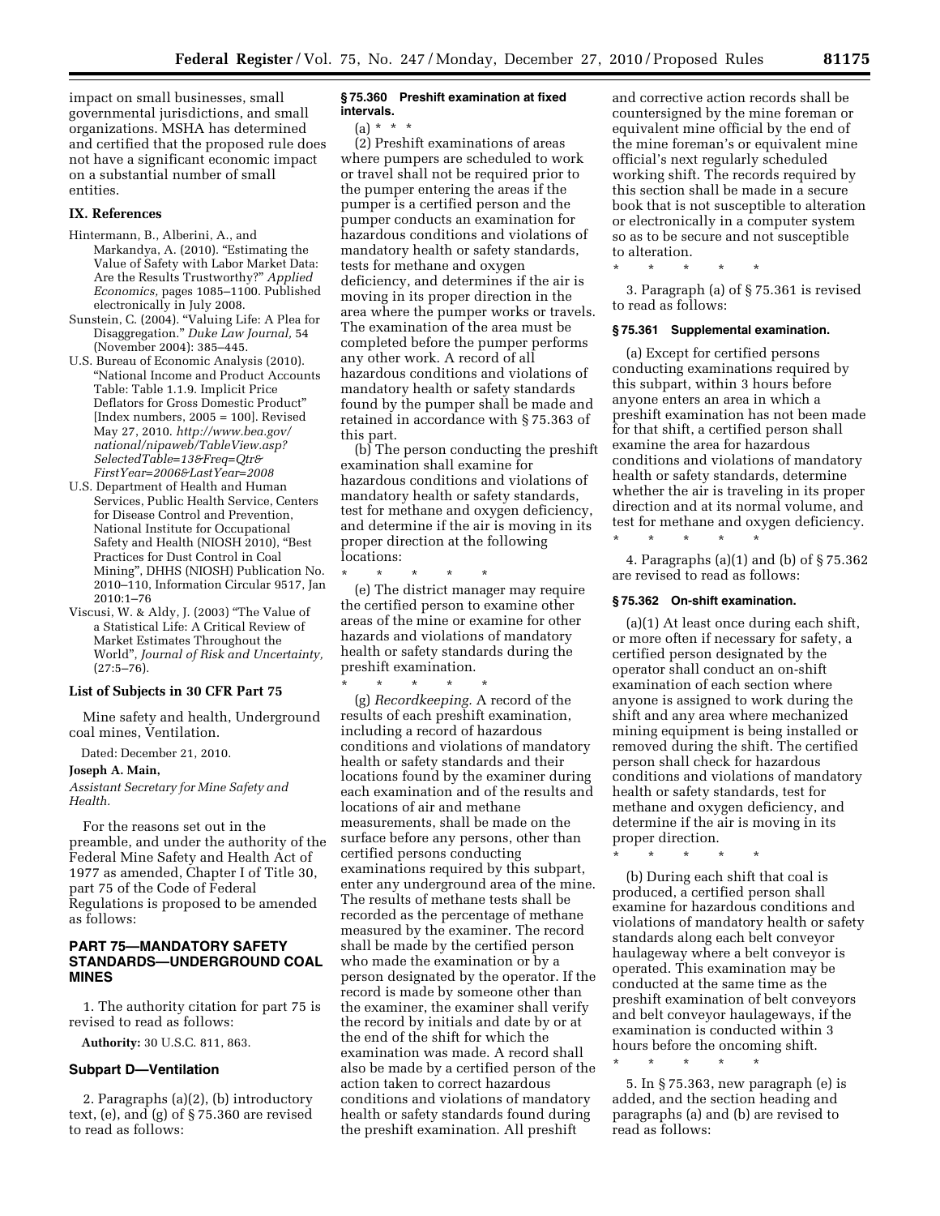impact on small businesses, small governmental jurisdictions, and small organizations. MSHA has determined and certified that the proposed rule does not have a significant economic impact on a substantial number of small entities.

## IX. References

Hintermann, B., Alberini, A., and Markandya, A. (2010). "Estimating the Value of Safety with Labor Market Data: Are the Results Trustworthy?" *Applied Economics,* pages 1085–1100. Published electronically in July 2008.

Sunstein, C. (2004). "Valuing Life: A Plea for Disaggregation." *Duke Law Journal,* 54 (November 2004): 385–445.

U.S. Bureau of Economic Analysis (2010). "National Income and Product Accounts Table: Table 1.1.9. Implicit Price Deflators for Gross Domestic Product" [Index numbers, 2005 = 100]. Revised May 27, 2010. *http://www.bea.gov/national/nipaweb/TableView.asp?SelectedTable=13&Freq=Qtr&FirstYear=2006&LastYear=2008*

U.S. Department of Health and Human Services, Public Health Service, Centers for Disease Control and Prevention, National Institute for Occupational Safety and Health (NIOSH 2010), "Best Practices for Dust Control in Coal Mining", DHHS (NIOSH) Publication No. 2010–110, Information Circular 9517, Jan 2010:1–76

Viscusi, W. & Aldy, J. (2003) "The Value of a Statistical Life: A Critical Review of Market Estimates Throughout the World", *Journal of Risk and Uncertainty,* (27:5–76).

### List of Subjects in 30 CFR Part 75

Mine safety and health, Underground coal mines, Ventilation.

Dated: December 21, 2010.

**Joseph A. Main,**

*Assistant Secretary for Mine Safety and Health.*

For the reasons set out in the preamble, and under the authority of the Federal Mine Safety and Health Act of 1977 as amended, Chapter I of Title 30, part 75 of the Code of Federal Regulations is proposed to be amended as follows:

## PART 75—MANDATORY SAFETY STANDARDS—UNDERGROUND COAL MINES

1. The authority citation for part 75 is revised to read as follows:

**Authority:** 30 U.S.C. 811, 863.

### Subpart D—Ventilation

2. Paragraphs (a)(2), (b) introductory text, (e), and (g) of § 75.360 are revised to read as follows:

#### § 75.360 Preshift examination at fixed intervals.

(a) * * *

(2) Preshift examinations of areas where pumpers are scheduled to work or travel shall not be required prior to the pumper entering the areas if the pumper is a certified person and the pumper conducts an examination for hazardous conditions and violations of mandatory health or safety standards, tests for methane and oxygen deficiency, and determines if the air is moving in its proper direction in the area where the pumper works or travels. The examination of the area must be completed before the pumper performs any other work. A record of all hazardous conditions and violations of mandatory health or safety standards found by the pumper shall be made and retained in accordance with § 75.363 of this part.

(b) The person conducting the preshift examination shall examine for hazardous conditions and violations of mandatory health or safety standards, test for methane and oxygen deficiency, and determine if the air is moving in its proper direction at the following locations:

\* \* \* \* \*

(e) The district manager may require the certified person to examine other areas of the mine or examine for other hazards and violations of mandatory health or safety standards during the preshift examination.

\* \* \* \* \*

(g) *Recordkeeping.* A record of the results of each preshift examination, including a record of hazardous conditions and violations of mandatory health or safety standards and their locations found by the examiner during each examination and of the results and locations of air and methane measurements, shall be made on the surface before any persons, other than certified persons conducting examinations required by this subpart, enter any underground area of the mine. The results of methane tests shall be recorded as the percentage of methane measured by the examiner. The record shall be made by the certified person who made the examination or by a person designated by the operator. If the record is made by someone other than the examiner, the examiner shall verify the record by initials and date by or at the end of the shift for which the examination was made. A record shall also be made by a certified person of the action taken to correct hazardous conditions and violations of mandatory health or safety standards found during the preshift examination. All preshift and corrective action records shall be countersigned by the mine foreman or equivalent mine official by the end of the mine foreman's or equivalent mine official's next regularly scheduled working shift. The records required by this section shall be made in a secure book that is not susceptible to alteration or electronically in a computer system so as to be secure and not susceptible to alteration.

\* \* \* \* \*

3. Paragraph (a) of § 75.361 is revised to read as follows:

#### § 75.361 Supplemental examination.

(a) Except for certified persons conducting examinations required by this subpart, within 3 hours before anyone enters an area in which a preshift examination has not been made for that shift, a certified person shall examine the area for hazardous conditions and violations of mandatory health or safety standards, determine whether the air is traveling in its proper direction and at its normal volume, and test for methane and oxygen deficiency.

\* \* \* \* \*

4. Paragraphs (a)(1) and (b) of § 75.362 are revised to read as follows:

#### § 75.362 On-shift examination.

(a)(1) At least once during each shift, or more often if necessary for safety, a certified person designated by the operator shall conduct an on-shift examination of each section where anyone is assigned to work during the shift and any area where mechanized mining equipment is being installed or removed during the shift. The certified person shall check for hazardous conditions and violations of mandatory health or safety standards, test for methane and oxygen deficiency, and determine if the air is moving in its proper direction.

\* \* \* \* \*

(b) During each shift that coal is produced, a certified person shall examine for hazardous conditions and violations of mandatory health or safety standards along each belt conveyor haulageway where a belt conveyor is operated. This examination may be conducted at the same time as the preshift examination of belt conveyors and belt conveyor haulageways, if the examination is conducted within 3 hours before the oncoming shift.

\* \* \* \* \*

5. In § 75.363, new paragraph (e) is added, and the section heading and paragraphs (a) and (b) are revised to read as follows: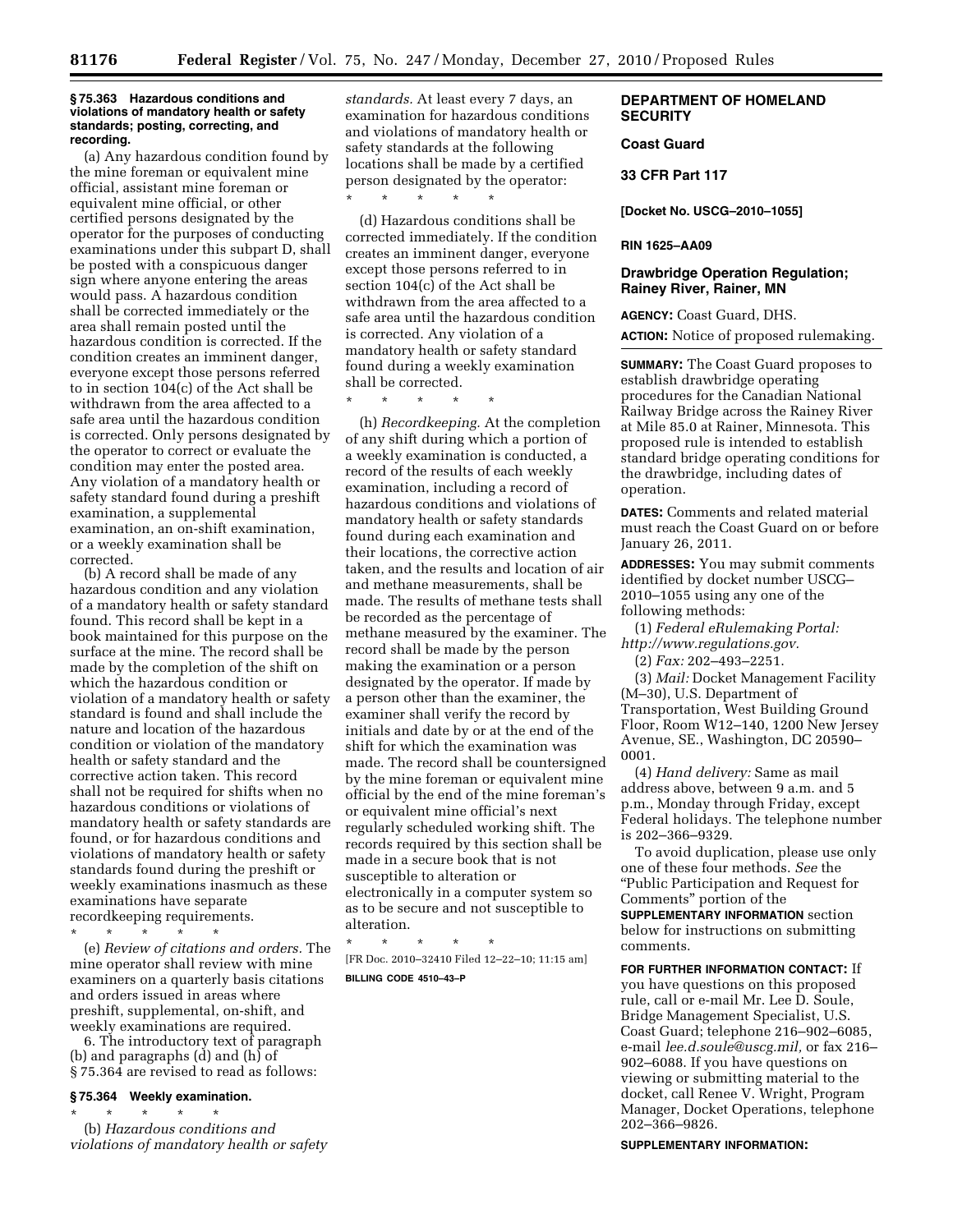#### § 75.363 Hazardous conditions and violations of mandatory health or safety standards; posting, correcting, and recording.

(a) Any hazardous condition found by the mine foreman or equivalent mine official, assistant mine foreman or equivalent mine official, or other certified persons designated by the operator for the purposes of conducting examinations under this subpart D, shall be posted with a conspicuous danger sign where anyone entering the areas would pass. A hazardous condition shall be corrected immediately or the area shall remain posted until the hazardous condition is corrected. If the condition creates an imminent danger, everyone except those persons referred to in section 104(c) of the Act shall be withdrawn from the area affected to a safe area until the hazardous condition is corrected. Only persons designated by the operator to correct or evaluate the condition may enter the posted area. Any violation of a mandatory health or safety standard found during a preshift examination, a supplemental examination, an on-shift examination, or a weekly examination shall be corrected.

(b) A record shall be made of any hazardous condition and any violation of a mandatory health or safety standard found. This record shall be kept in a book maintained for this purpose on the surface at the mine. The record shall be made by the completion of the shift on which the hazardous condition or violation of a mandatory health or safety standard is found and shall include the nature and location of the hazardous condition or violation of the mandatory health or safety standard and the corrective action taken. This record shall not be required for shifts when no hazardous conditions or violations of mandatory health or safety standards are found, or for hazardous conditions and violations of mandatory health or safety standards found during the preshift or weekly examinations inasmuch as these examinations have separate recordkeeping requirements.

\* \* \* \* \*

(e) *Review of citations and orders.* The mine operator shall review with mine examiners on a quarterly basis citations and orders issued in areas where preshift, supplemental, on-shift, and weekly examinations are required.

6. The introductory text of paragraph (b) and paragraphs (d) and (h) of § 75.364 are revised to read as follows:

#### § 75.364 Weekly examination.

\* \* \* \* \*

(b) *Hazardous conditions and violations of mandatory health or safety standards.* At least every 7 days, an examination for hazardous conditions and violations of mandatory health or safety standards at the following locations shall be made by a certified person designated by the operator:

\* \* \* \* \*

(d) Hazardous conditions shall be corrected immediately. If the condition creates an imminent danger, everyone except those persons referred to in section 104(c) of the Act shall be withdrawn from the area affected to a safe area until the hazardous condition is corrected. Any violation of a mandatory health or safety standard found during a weekly examination shall be corrected.

\* \* \* \* \*

(h) *Recordkeeping.* At the completion of any shift during which a portion of a weekly examination is conducted, a record of the results of each weekly examination, including a record of hazardous conditions and violations of mandatory health or safety standards found during each examination and their locations, the corrective action taken, and the results and location of air and methane measurements, shall be made. The results of methane tests shall be recorded as the percentage of methane measured by the examiner. The record shall be made by the person making the examination or a person designated by the operator. If made by a person other than the examiner, the examiner shall verify the record by initials and date by or at the end of the shift for which the examination was made. The record shall be countersigned by the mine foreman or equivalent mine official by the end of the mine foreman's or equivalent mine official's next regularly scheduled working shift. The records required by this section shall be made in a secure book that is not susceptible to alteration or electronically in a computer system so as to be secure and not susceptible to alteration.

\* \* \* \* \*

[FR Doc. 2010–32410 Filed 12–22–10; 11:15 am]

**BILLING CODE 4510–43–P**

## DEPARTMENT OF HOMELAND SECURITY

### Coast Guard

### 33 CFR Part 117

**[Docket No. USCG–2010–1055]**

**RIN 1625–AA09**

### Drawbridge Operation Regulation; Rainey River, Rainer, MN

**AGENCY:** Coast Guard, DHS.

**ACTION:** Notice of proposed rulemaking.

**SUMMARY:** The Coast Guard proposes to establish drawbridge operating procedures for the Canadian National Railway Bridge across the Rainey River at Mile 85.0 at Rainer, Minnesota. This proposed rule is intended to establish standard bridge operating conditions for the drawbridge, including dates of operation.

**DATES:** Comments and related material must reach the Coast Guard on or before January 26, 2011.

**ADDRESSES:** You may submit comments identified by docket number USCG–2010–1055 using any one of the following methods:

(1) *Federal eRulemaking Portal: http://www.regulations.gov.*

(2) *Fax:* 202–493–2251.

(3) *Mail:* Docket Management Facility (M–30), U.S. Department of Transportation, West Building Ground Floor, Room W12–140, 1200 New Jersey Avenue, SE., Washington, DC 20590–0001.

(4) *Hand delivery:* Same as mail address above, between 9 a.m. and 5 p.m., Monday through Friday, except Federal holidays. The telephone number is 202–366–9329.

To avoid duplication, please use only one of these four methods. *See* the "Public Participation and Request for Comments" portion of the **SUPPLEMENTARY INFORMATION** section below for instructions on submitting comments.

**FOR FURTHER INFORMATION CONTACT:** If you have questions on this proposed rule, call or e-mail Mr. Lee D. Soule, Bridge Management Specialist, U.S. Coast Guard; telephone 216–902–6085, e-mail *lee.d.soule@uscg.mil,* or fax 216–902–6088. If you have questions on viewing or submitting material to the docket, call Renee V. Wright, Program Manager, Docket Operations, telephone 202–366–9826.

**SUPPLEMENTARY INFORMATION:**